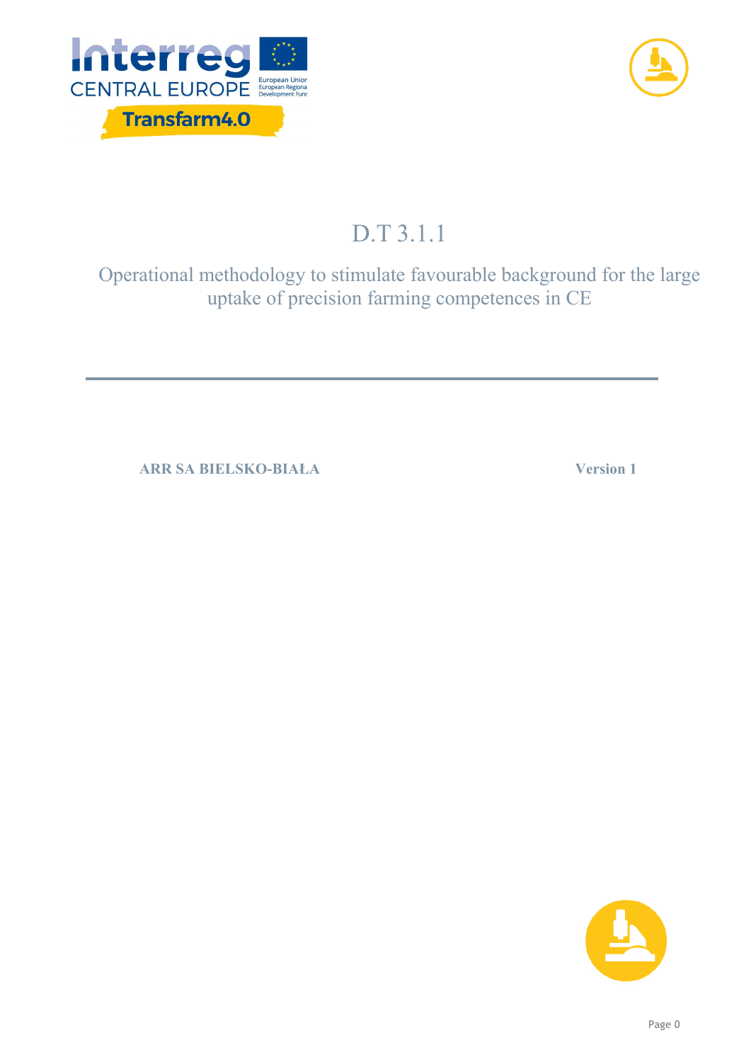# D.T 3.1.1

## Operational methodology to stimulate favourable background for the large uptake of precision farming competences in CE

**ARR SA BIELSKO-BIAŁA** **Version 1**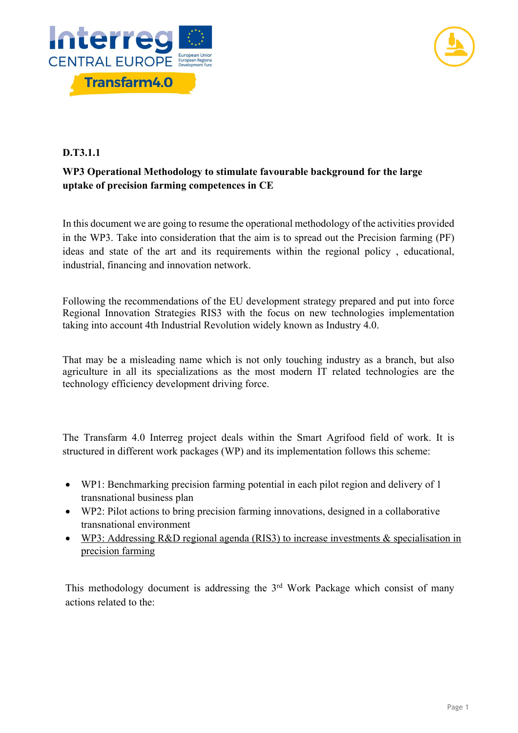**D.T3.1.1**

**WP3 Operational Methodology to stimulate favourable background for the large uptake of precision farming competences in CE**

In this document we are going to resume the operational methodology of the activities provided in the WP3. Take into consideration that the aim is to spread out the Precision farming (PF) ideas and state of the art and its requirements within the regional policy , educational, industrial, financing and innovation network.

Following the recommendations of the EU development strategy prepared and put into force Regional Innovation Strategies RIS3 with the focus on new technologies implementation taking into account 4th Industrial Revolution widely known as Industry 4.0.

That may be a misleading name which is not only touching industry as a branch, but also agriculture in all its specializations as the most modern IT related technologies are the technology efficiency development driving force.

The Transfarm 4.0 Interreg project deals within the Smart Agrifood field of work. It is structured in different work packages (WP) and its implementation follows this scheme:

- WP1: Benchmarking precision farming potential in each pilot region and delivery of 1 transnational business plan
- WP2: Pilot actions to bring precision farming innovations, designed in a collaborative transnational environment
- WP3: Addressing R&D regional agenda (RIS3) to increase investments & specialisation in precision farming

This methodology document is addressing the 3rd Work Package which consist of many actions related to the: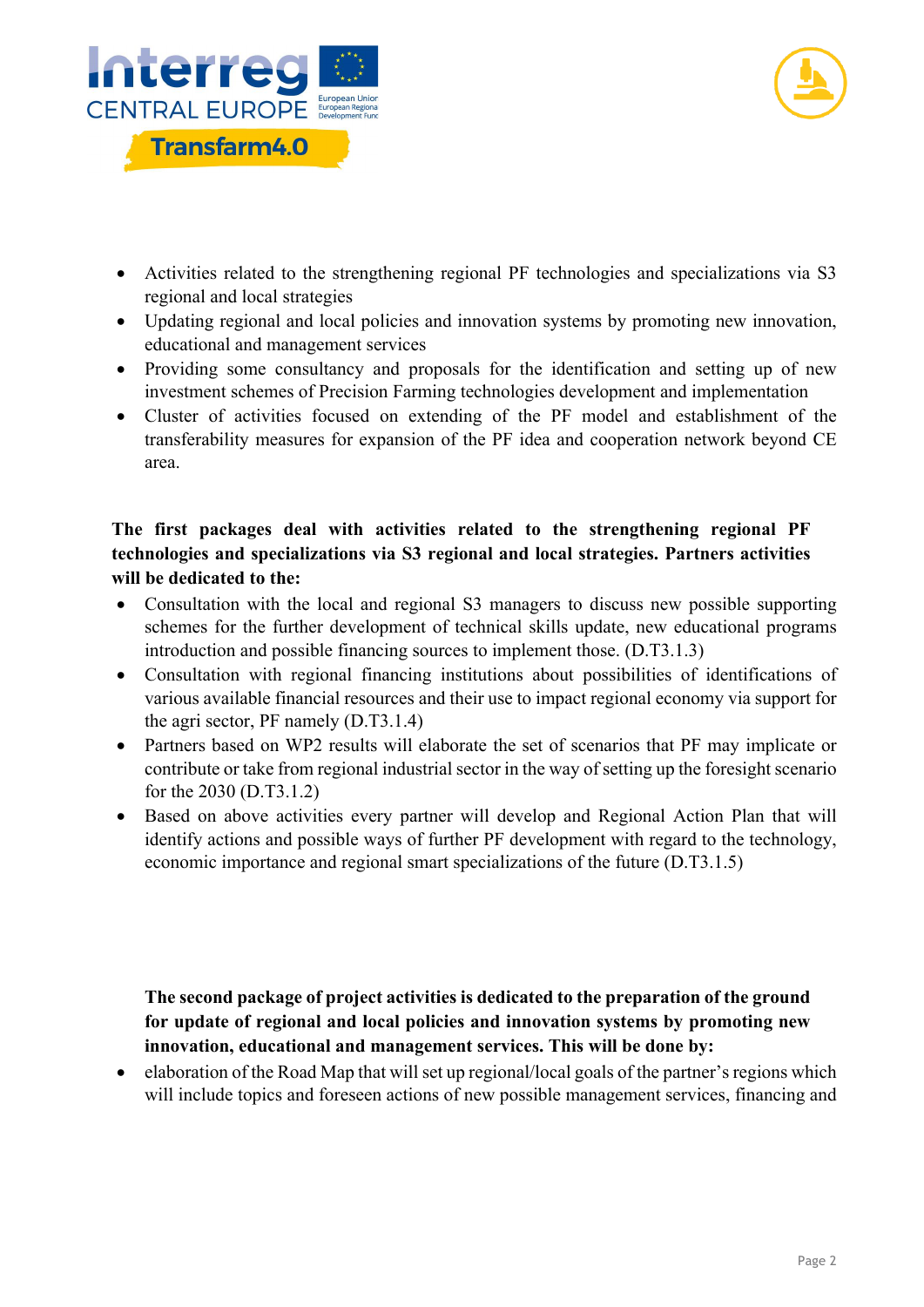- Activities related to the strengthening regional PF technologies and specializations via S3 regional and local strategies
- Updating regional and local policies and innovation systems by promoting new innovation, educational and management services
- Providing some consultancy and proposals for the identification and setting up of new investment schemes of Precision Farming technologies development and implementation
- Cluster of activities focused on extending of the PF model and establishment of the transferability measures for expansion of the PF idea and cooperation network beyond CE area.

**The first packages deal with activities related to the strengthening regional PF technologies and specializations via S3 regional and local strategies. Partners activities will be dedicated to the:**

- Consultation with the local and regional S3 managers to discuss new possible supporting schemes for the further development of technical skills update, new educational programs introduction and possible financing sources to implement those. (D.T3.1.3)
- Consultation with regional financing institutions about possibilities of identifications of various available financial resources and their use to impact regional economy via support for the agri sector, PF namely (D.T3.1.4)
- Partners based on WP2 results will elaborate the set of scenarios that PF may implicate or contribute or take from regional industrial sector in the way of setting up the foresight scenario for the 2030 (D.T3.1.2)
- Based on above activities every partner will develop and Regional Action Plan that will identify actions and possible ways of further PF development with regard to the technology, economic importance and regional smart specializations of the future (D.T3.1.5)

**The second package of project activities is dedicated to the preparation of the ground for update of regional and local policies and innovation systems by promoting new innovation, educational and management services. This will be done by:**

- elaboration of the Road Map that will set up regional/local goals of the partner's regions which will include topics and foreseen actions of new possible management services, financing and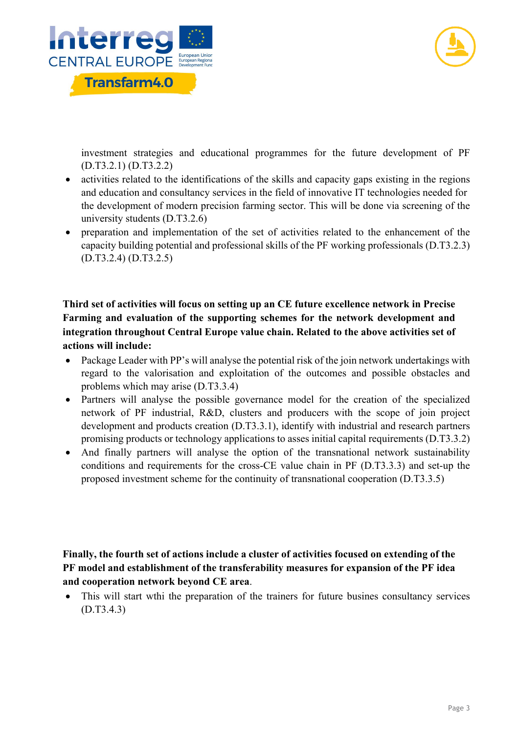investment strategies and educational programmes for the future development of PF (D.T3.2.1) (D.T3.2.2)

- activities related to the identifications of the skills and capacity gaps existing in the regions and education and consultancy services in the field of innovative IT technologies needed for the development of modern precision farming sector. This will be done via screening of the university students (D.T3.2.6)
- preparation and implementation of the set of activities related to the enhancement of the capacity building potential and professional skills of the PF working professionals (D.T3.2.3) (D.T3.2.4) (D.T3.2.5)

**Third set of activities will focus on setting up an CE future excellence network in Precise Farming and evaluation of the supporting schemes for the network development and integration throughout Central Europe value chain. Related to the above activities set of actions will include:**

- Package Leader with PP's will analyse the potential risk of the join network undertakings with regard to the valorisation and exploitation of the outcomes and possible obstacles and problems which may arise (D.T3.3.4)
- Partners will analyse the possible governance model for the creation of the specialized network of PF industrial, R&D, clusters and producers with the scope of join project development and products creation (D.T3.3.1), identify with industrial and research partners promising products or technology applications to asses initial capital requirements (D.T3.3.2)
- And finally partners will analyse the option of the transnational network sustainability conditions and requirements for the cross-CE value chain in PF (D.T3.3.3) and set-up the proposed investment scheme for the continuity of transnational cooperation (D.T3.3.5)

**Finally, the fourth set of actions include a cluster of activities focused on extending of the PF model and establishment of the transferability measures for expansion of the PF idea and cooperation network beyond CE area**.

- This will start wthi the preparation of the trainers for future busines consultancy services (D.T3.4.3)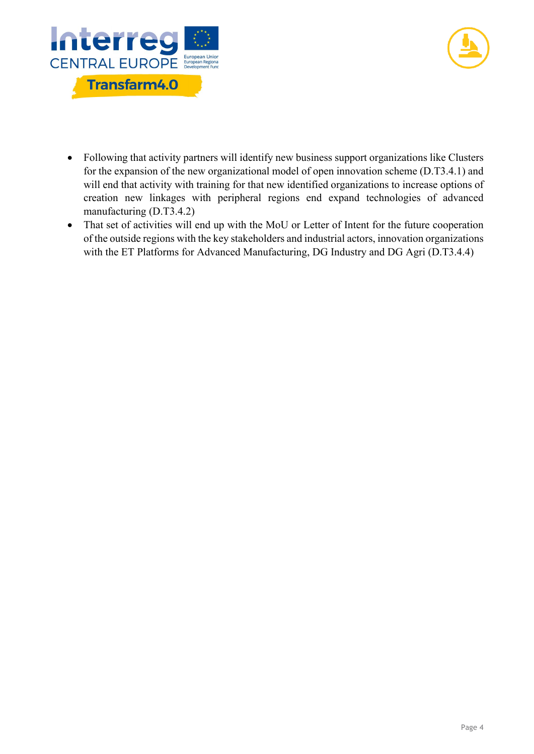- Following that activity partners will identify new business support organizations like Clusters for the expansion of the new organizational model of open innovation scheme (D.T3.4.1) and will end that activity with training for that new identified organizations to increase options of creation new linkages with peripheral regions end expand technologies of advanced manufacturing (D.T3.4.2)
- That set of activities will end up with the MoU or Letter of Intent for the future cooperation of the outside regions with the key stakeholders and industrial actors, innovation organizations with the ET Platforms for Advanced Manufacturing, DG Industry and DG Agri (D.T3.4.4)